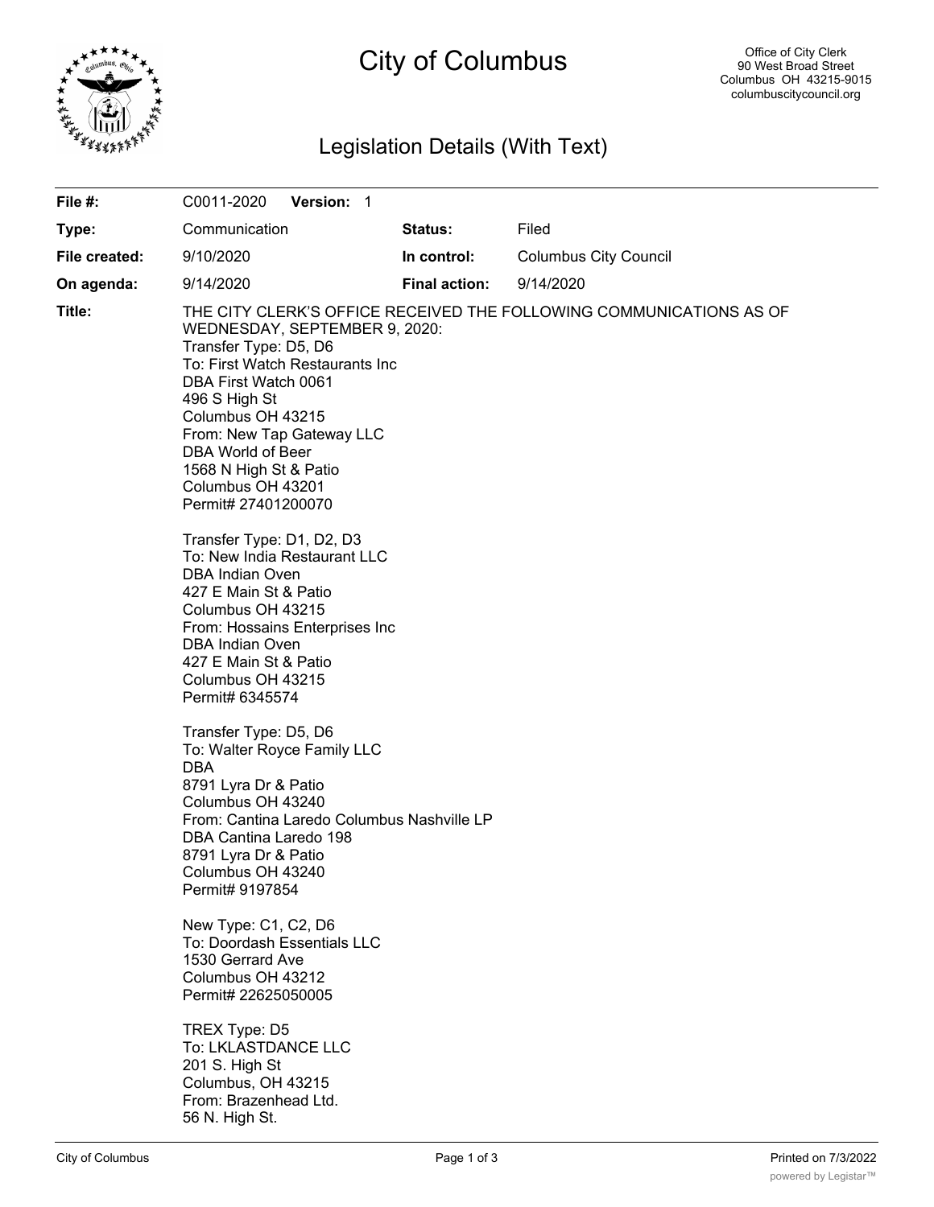# City of Columbus

Office of City Clerk
90 West Broad Street
Columbus OH 43215-9015
columbuscitycouncil.org

## Legislation Details (With Text)

| | | | |
|---|---|---|---|
| **File #:** | C0011-2020 **Version:** 1 | | |
| **Type:** | Communication | **Status:** | Filed |
| **File created:** | 9/10/2020 | **In control:** | Columbus City Council |
| **On agenda:** | 9/14/2020 | **Final action:** | 9/14/2020 |

**Title:** THE CITY CLERK'S OFFICE RECEIVED THE FOLLOWING COMMUNICATIONS AS OF WEDNESDAY, SEPTEMBER 9, 2020:

Transfer Type: D5, D6
To: First Watch Restaurants Inc
DBA First Watch 0061
496 S High St
Columbus OH 43215
From: New Tap Gateway LLC
DBA World of Beer
1568 N High St & Patio
Columbus OH 43201
Permit# 27401200070

Transfer Type: D1, D2, D3
To: New India Restaurant LLC
DBA Indian Oven
427 E Main St & Patio
Columbus OH 43215
From: Hossains Enterprises Inc
DBA Indian Oven
427 E Main St & Patio
Columbus OH 43215
Permit# 6345574

Transfer Type: D5, D6
To: Walter Royce Family LLC
DBA
8791 Lyra Dr & Patio
Columbus OH 43240
From: Cantina Laredo Columbus Nashville LP
DBA Cantina Laredo 198
8791 Lyra Dr & Patio
Columbus OH 43240
Permit# 9197854

New Type: C1, C2, D6
To: Doordash Essentials LLC
1530 Gerrard Ave
Columbus OH 43212
Permit# 22625050005

TREX Type: D5
To: LKLASTDANCE LLC
201 S. High St
Columbus, OH 43215
From: Brazenhead Ltd.
56 N. High St.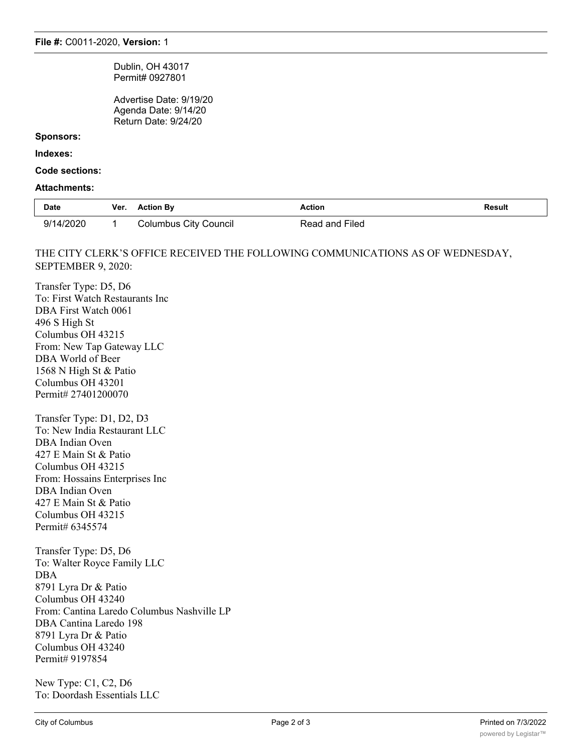**File #:** C0011-2020, **Version:** 1

Dublin, OH 43017
Permit# 0927801

Advertise Date: 9/19/20
Agenda Date: 9/14/20
Return Date: 9/24/20

**Sponsors:**

**Indexes:**

**Code sections:**

**Attachments:**

| Date | Ver. | Action By | Action | Result |
|---|---|---|---|---|
| 9/14/2020 | 1 | Columbus City Council | Read and Filed | |

THE CITY CLERK'S OFFICE RECEIVED THE FOLLOWING COMMUNICATIONS AS OF WEDNESDAY, SEPTEMBER 9, 2020:

Transfer Type: D5, D6
To: First Watch Restaurants Inc
DBA First Watch 0061
496 S High St
Columbus OH 43215
From: New Tap Gateway LLC
DBA World of Beer
1568 N High St & Patio
Columbus OH 43201
Permit# 27401200070

Transfer Type: D1, D2, D3
To: New India Restaurant LLC
DBA Indian Oven
427 E Main St & Patio
Columbus OH 43215
From: Hossains Enterprises Inc
DBA Indian Oven
427 E Main St & Patio
Columbus OH 43215
Permit# 6345574

Transfer Type: D5, D6
To: Walter Royce Family LLC
DBA
8791 Lyra Dr & Patio
Columbus OH 43240
From: Cantina Laredo Columbus Nashville LP
DBA Cantina Laredo 198
8791 Lyra Dr & Patio
Columbus OH 43240
Permit# 9197854

New Type: C1, C2, D6
To: Doordash Essentials LLC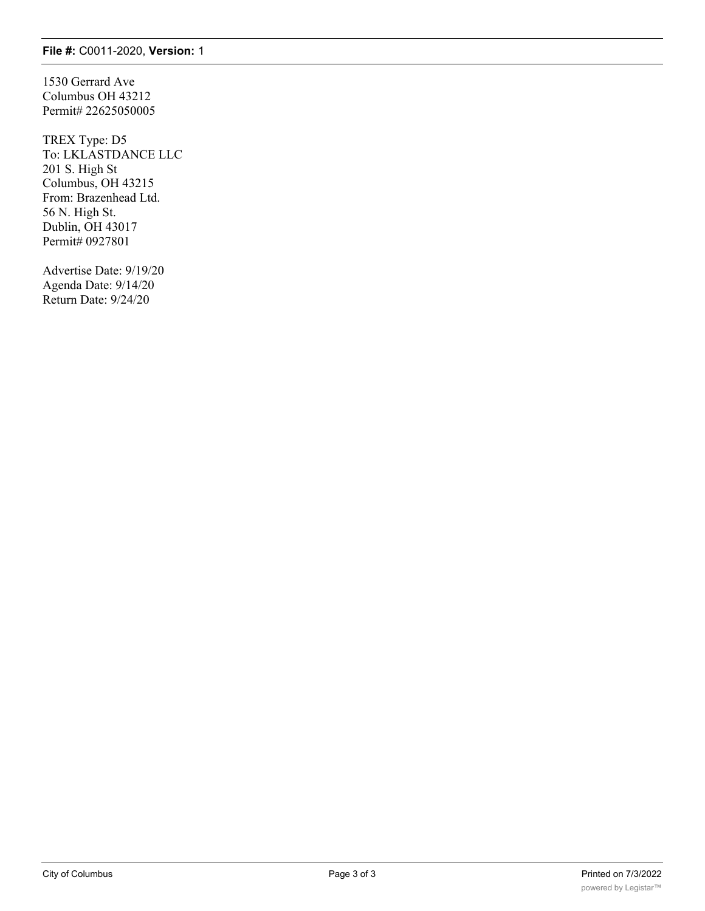1530 Gerrard Ave
Columbus OH 43212
Permit# 22625050005

TREX Type: D5
To: LKLASTDANCE LLC
201 S. High St
Columbus, OH 43215
From: Brazenhead Ltd.
56 N. High St.
Dublin, OH 43017
Permit# 0927801

Advertise Date: 9/19/20
Agenda Date: 9/14/20
Return Date: 9/24/20